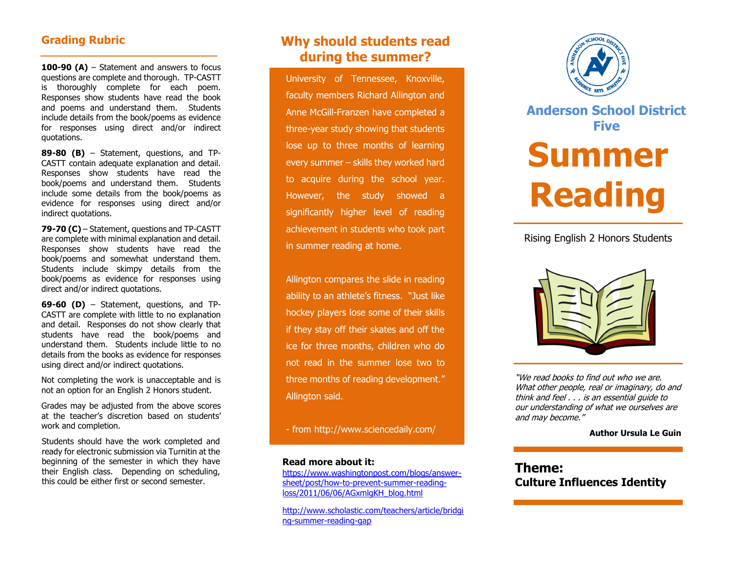## Grading Rubric

**100-90 (A)** – Statement and answers to focus questions are complete and thorough. TP-CASTT is thoroughly complete for each poem. Responses show students have read the book and poems and understand them. Students include details from the book/poems as evidence for responses using direct and/or indirect quotations.

**89-80 (B)** – Statement, questions, and TP-CASTT contain adequate explanation and detail. Responses show students have read the book/poems and understand them. Students include some details from the book/poems as evidence for responses using direct and/or indirect quotations.

**79-70 (C)** – Statement, questions and TP-CASTT are complete with minimal explanation and detail. Responses show students have read the book/poems and somewhat understand them. Students include skimpy details from the book/poems as evidence for responses using direct and/or indirect quotations.

**69-60 (D)** – Statement, questions, and TP-CASTT are complete with little to no explanation and detail. Responses do not show clearly that students have read the book/poems and understand them. Students include little to no details from the books as evidence for responses using direct and/or indirect quotations.

Not completing the work is unacceptable and is not an option for an English 2 Honors student.

Grades may be adjusted from the above scores at the teacher's discretion based on students' work and completion.

Students should have the work completed and ready for electronic submission via Turnitin at the beginning of the semester in which they have their English class. Depending on scheduling, this could be either first or second semester.

## Why should students read during the summer?

University of Tennessee, Knoxville, faculty members Richard Allington and Anne McGill-Franzen have completed a three-year study showing that students lose up to three months of learning every summer – skills they worked hard to acquire during the school year. However, the study showed a significantly higher level of reading achievement in students who took part in summer reading at home.

Allington compares the slide in reading ability to an athlete's fitness. "Just like hockey players lose some of their skills if they stay off their skates and off the ice for three months, children who do not read in the summer lose two to three months of reading development." Allington said.

- from http://www.sciencedaily.com/

**Read more about it:**

https://www.washingtonpost.com/blogs/answer-sheet/post/how-to-prevent-summer-reading-loss/2011/06/06/AGxmlgKH_blog.html

http://www.scholastic.com/teachers/article/bridging-summer-reading-gap

## Anderson School District Five

# Summer Reading

Rising English 2 Honors Students

*"We read books to find out who we are. What other people, real or imaginary, do and think and feel . . . is an essential guide to our understanding of what we ourselves are and may become."*

**Author Ursula Le Guin**

## Theme:
**Culture Influences Identity**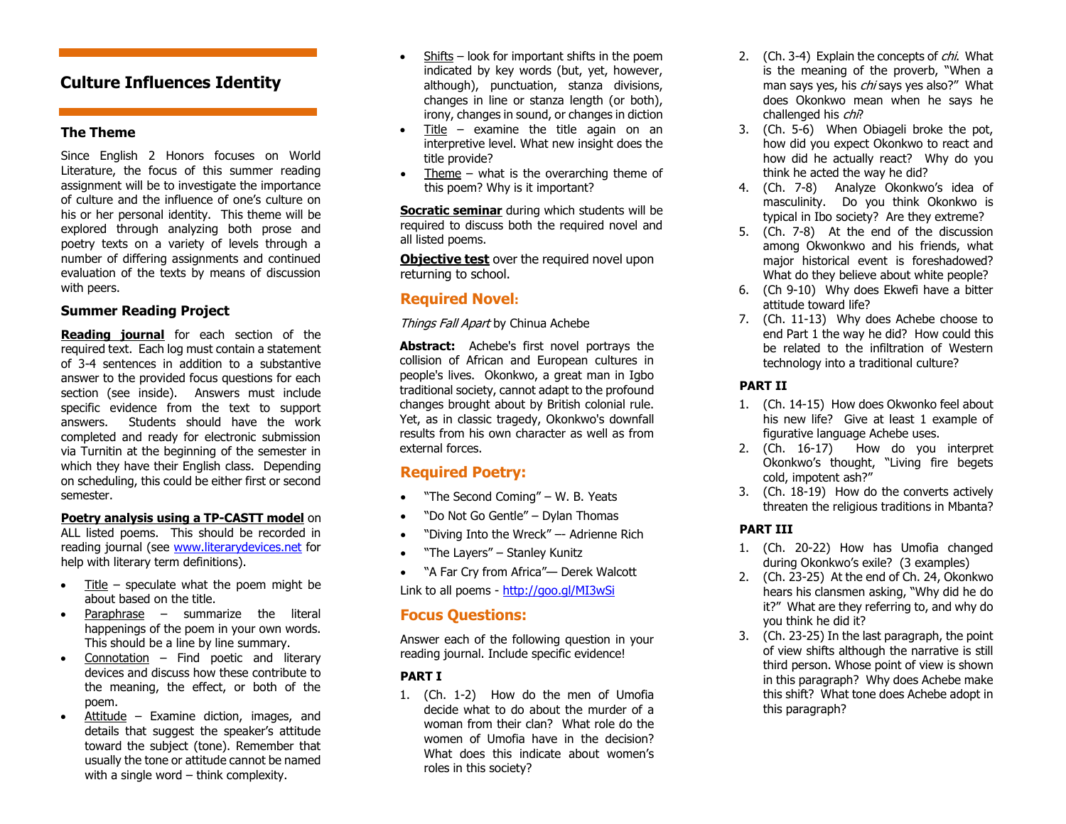# Culture Influences Identity

## The Theme

Since English 2 Honors focuses on World Literature, the focus of this summer reading assignment will be to investigate the importance of culture and the influence of one's culture on his or her personal identity. This theme will be explored through analyzing both prose and poetry texts on a variety of levels through a number of differing assignments and continued evaluation of the texts by means of discussion with peers.

## Summer Reading Project

**Reading journal** for each section of the required text. Each log must contain a statement of 3-4 sentences in addition to a substantive answer to the provided focus questions for each section (see inside). Answers must include specific evidence from the text to support answers. Students should have the work completed and ready for electronic submission via Turnitin at the beginning of the semester in which they have their English class. Depending on scheduling, this could be either first or second semester.

**Poetry analysis using a TP-CASTT model** on ALL listed poems. This should be recorded in reading journal (see www.literarydevices.net for help with literary term definitions).

- Title – speculate what the poem might be about based on the title.
- Paraphrase – summarize the literal happenings of the poem in your own words. This should be a line by line summary.
- Connotation – Find poetic and literary devices and discuss how these contribute to the meaning, the effect, or both of the poem.
- Attitude – Examine diction, images, and details that suggest the speaker's attitude toward the subject (tone). Remember that usually the tone or attitude cannot be named with a single word – think complexity.
- Shifts – look for important shifts in the poem indicated by key words (but, yet, however, although), punctuation, stanza divisions, changes in line or stanza length (or both), irony, changes in sound, or changes in diction
- Title – examine the title again on an interpretive level. What new insight does the title provide?
- Theme – what is the overarching theme of this poem? Why is it important?

**Socratic seminar** during which students will be required to discuss both the required novel and all listed poems.

**Objective test** over the required novel upon returning to school.

## Required Novel:

*Things Fall Apart* by Chinua Achebe

**Abstract:** Achebe's first novel portrays the collision of African and European cultures in people's lives. Okonkwo, a great man in Igbo traditional society, cannot adapt to the profound changes brought about by British colonial rule. Yet, as in classic tragedy, Okonkwo's downfall results from his own character as well as from external forces.

## Required Poetry:

- "The Second Coming" – W. B. Yeats
- "Do Not Go Gentle" – Dylan Thomas
- "Diving Into the Wreck" –- Adrienne Rich
- "The Layers" – Stanley Kunitz
- "A Far Cry from Africa"— Derek Walcott

Link to all poems - http://goo.gl/MI3wSi

## Focus Questions:

Answer each of the following question in your reading journal. Include specific evidence!

### PART I

1. (Ch. 1-2) How do the men of Umofia decide what to do about the murder of a woman from their clan? What role do the women of Umofia have in the decision? What does this indicate about women's roles in this society?
2. (Ch. 3-4) Explain the concepts of *chi*. What is the meaning of the proverb, "When a man says yes, his *chi* says yes also?" What does Okonkwo mean when he says he challenged his *chi*?
3. (Ch. 5-6) When Obiageli broke the pot, how did you expect Okonkwo to react and how did he actually react? Why do you think he acted the way he did?
4. (Ch. 7-8) Analyze Okonkwo's idea of masculinity. Do you think Okonkwo is typical in Ibo society? Are they extreme?
5. (Ch. 7-8) At the end of the discussion among Okwonkwo and his friends, what major historical event is foreshadowed? What do they believe about white people?
6. (Ch 9-10) Why does Ekwefi have a bitter attitude toward life?
7. (Ch. 11-13) Why does Achebe choose to end Part 1 the way he did? How could this be related to the infiltration of Western technology into a traditional culture?

### PART II

1. (Ch. 14-15) How does Okwonko feel about his new life? Give at least 1 example of figurative language Achebe uses.
2. (Ch. 16-17) How do you interpret Okonkwo's thought, "Living fire begets cold, impotent ash?"
3. (Ch. 18-19) How do the converts actively threaten the religious traditions in Mbanta?

### PART III

1. (Ch. 20-22) How has Umofia changed during Okonkwo's exile? (3 examples)
2. (Ch. 23-25) At the end of Ch. 24, Okonkwo hears his clansmen asking, "Why did he do it?" What are they referring to, and why do you think he did it?
3. (Ch. 23-25) In the last paragraph, the point of view shifts although the narrative is still third person. Whose point of view is shown in this paragraph? Why does Achebe make this shift? What tone does Achebe adopt in this paragraph?